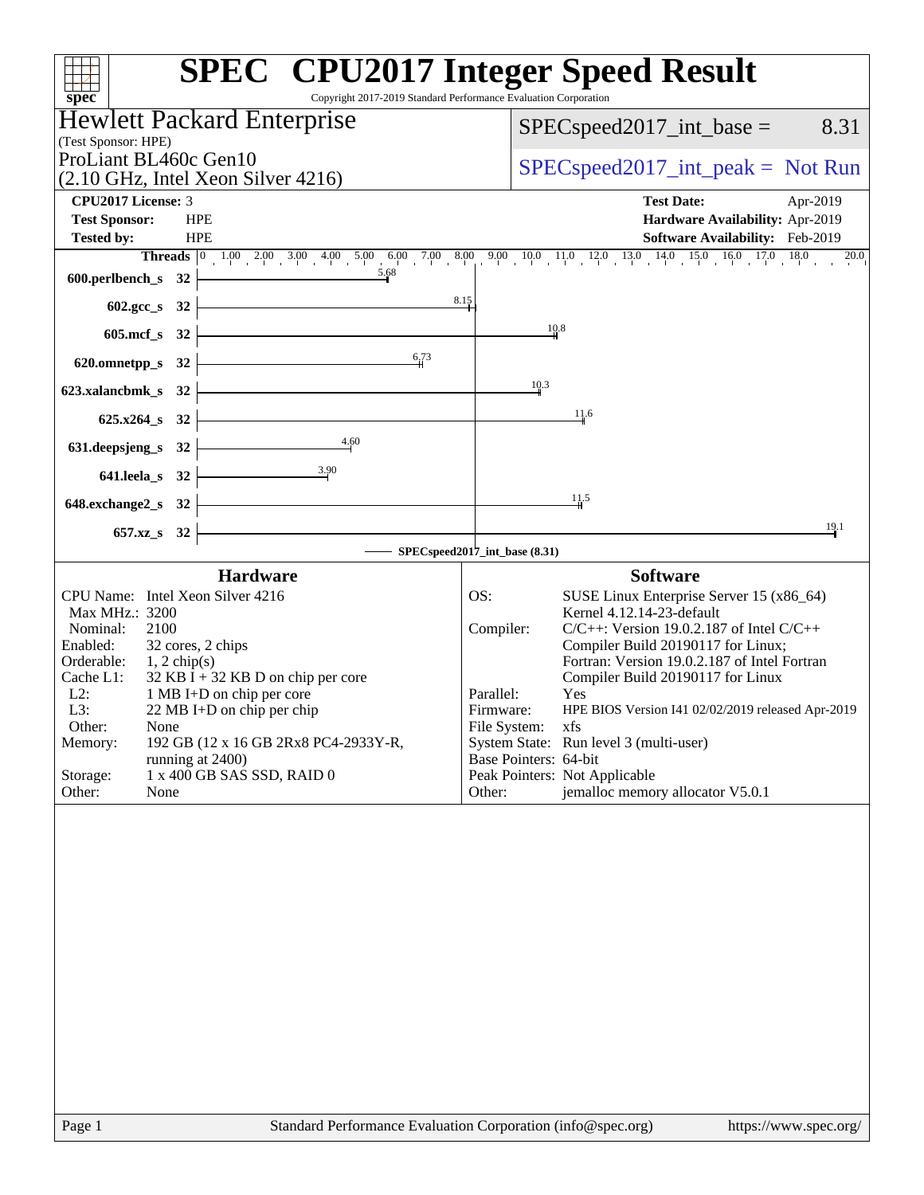# SPEC CPU2017 Integer Speed Result

Copyright 2017-2019 Standard Performance Evaluation Corporation

## Hewlett Packard Enterprise

(Test Sponsor: HPE)

ProLiant BL460c Gen10
(2.10 GHz, Intel Xeon Silver 4216)

SPECspeed2017_int_base = 8.31

SPECspeed2017_int_peak = Not Run

**CPU2017 License:** 3
**Test Sponsor:** HPE
**Tested by:** HPE

**Test Date:** Apr-2019
**Hardware Availability:** Apr-2019
**Software Availability:** Feb-2019

| Benchmark | Threads | Base Ratio |
|---|---|---|
| 600.perlbench_s | 32 | 5.68 |
| 602.gcc_s | 32 | 8.15 |
| 605.mcf_s | 32 | 10.8 |
| 620.omnetpp_s | 32 | 6.73 |
| 623.xalancbmk_s | 32 | 10.3 |
| 625.x264_s | 32 | 11.6 |
| 631.deepsjeng_s | 32 | 4.60 |
| 641.leela_s | 32 | 3.90 |
| 648.exchange2_s | 32 | 11.5 |
| 657.xz_s | 32 | 19.1 |

SPECspeed2017_int_base (8.31)

### Hardware

| | |
|---|---|
| CPU Name: | Intel Xeon Silver 4216 |
| Max MHz.: | 3200 |
| Nominal: | 2100 |
| Enabled: | 32 cores, 2 chips |
| Orderable: | 1, 2 chip(s) |
| Cache L1: | 32 KB I + 32 KB D on chip per core |
| L2: | 1 MB I+D on chip per core |
| L3: | 22 MB I+D on chip per chip |
| Other: | None |
| Memory: | 192 GB (12 x 16 GB 2Rx8 PC4-2933Y-R, running at 2400) |
| Storage: | 1 x 400 GB SAS SSD, RAID 0 |
| Other: | None |

### Software

| | |
|---|---|
| OS: | SUSE Linux Enterprise Server 15 (x86_64) Kernel 4.12.14-23-default |
| Compiler: | C/C++: Version 19.0.2.187 of Intel C/C++ Compiler Build 20190117 for Linux; Fortran: Version 19.0.2.187 of Intel Fortran Compiler Build 20190117 for Linux |
| Parallel: | Yes |
| Firmware: | HPE BIOS Version I41 02/02/2019 released Apr-2019 |
| File System: | xfs |
| System State: | Run level 3 (multi-user) |
| Base Pointers: | 64-bit |
| Peak Pointers: | Not Applicable |
| Other: | jemalloc memory allocator V5.0.1 |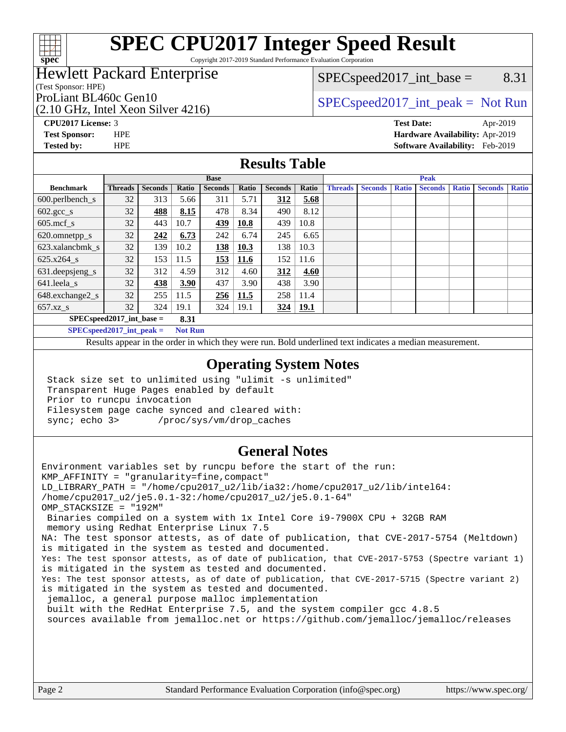# SPEC CPU2017 Integer Speed Result

Copyright 2017-2019 Standard Performance Evaluation Corporation

**Hewlett Packard Enterprise**
(Test Sponsor: HPE)
ProLiant BL460c Gen10
(2.10 GHz, Intel Xeon Silver 4216)

SPECspeed2017_int_base = 8.31

SPECspeed2017_int_peak = Not Run

**CPU2017 License:** 3
**Test Sponsor:** HPE
**Tested by:** HPE

**Test Date:** Apr-2019
**Hardware Availability:** Apr-2019
**Software Availability:** Feb-2019

## Results Table

| Benchmark | Base | | | | | | | Peak | | | | | | |
|---|---|---|---|---|---|---|---|---|---|---|---|---|---|---|
| | Threads | Seconds | Ratio | Seconds | Ratio | Seconds | Ratio | Threads | Seconds | Ratio | Seconds | Ratio | Seconds | Ratio |
| 600.perlbench_s | 32 | 313 | 5.66 | 311 | 5.71 | **312** | **5.68** | | | | | | | |
| 602.gcc_s | 32 | **488** | **8.15** | 478 | 8.34 | 490 | 8.12 | | | | | | | |
| 605.mcf_s | 32 | 443 | 10.7 | **439** | **10.8** | 439 | 10.8 | | | | | | | |
| 620.omnetpp_s | 32 | **242** | **6.73** | 242 | 6.74 | 245 | 6.65 | | | | | | | |
| 623.xalancbmk_s | 32 | 139 | 10.2 | **138** | **10.3** | 138 | 10.3 | | | | | | | |
| 625.x264_s | 32 | 153 | 11.5 | **153** | **11.6** | 152 | 11.6 | | | | | | | |
| 631.deepsjeng_s | 32 | 312 | 4.59 | 312 | 4.60 | **312** | **4.60** | | | | | | | |
| 641.leela_s | 32 | **438** | **3.90** | 437 | 3.90 | 438 | 3.90 | | | | | | | |
| 648.exchange2_s | 32 | 255 | 11.5 | **256** | **11.5** | 258 | 11.4 | | | | | | | |
| 657.xz_s | 32 | 324 | 19.1 | 324 | 19.1 | **324** | **19.1** | | | | | | | |

**SPECspeed2017_int_base = 8.31**

**SPECspeed2017_int_peak = Not Run**

Results appear in the order in which they were run. Bold underlined text indicates a median measurement.

## Operating System Notes

```
Stack size set to unlimited using "ulimit -s unlimited"
Transparent Huge Pages enabled by default
Prior to runcpu invocation
Filesystem page cache synced and cleared with:
sync; echo 3>       /proc/sys/vm/drop_caches
```

## General Notes

```
Environment variables set by runcpu before the start of the run:
KMP_AFFINITY = "granularity=fine,compact"
LD_LIBRARY_PATH = "/home/cpu2017_u2/lib/ia32:/home/cpu2017_u2/lib/intel64:
/home/cpu2017_u2/je5.0.1-32:/home/cpu2017_u2/je5.0.1-64"
OMP_STACKSIZE = "192M"
 Binaries compiled on a system with 1x Intel Core i9-7900X CPU + 32GB RAM
 memory using Redhat Enterprise Linux 7.5
NA: The test sponsor attests, as of date of publication, that CVE-2017-5754 (Meltdown)
is mitigated in the system as tested and documented.
Yes: The test sponsor attests, as of date of publication, that CVE-2017-5753 (Spectre variant 1)
is mitigated in the system as tested and documented.
Yes: The test sponsor attests, as of date of publication, that CVE-2017-5715 (Spectre variant 2)
is mitigated in the system as tested and documented.
 jemalloc, a general purpose malloc implementation
 built with the RedHat Enterprise 7.5, and the system compiler gcc 4.8.5
 sources available from jemalloc.net or https://github.com/jemalloc/jemalloc/releases
```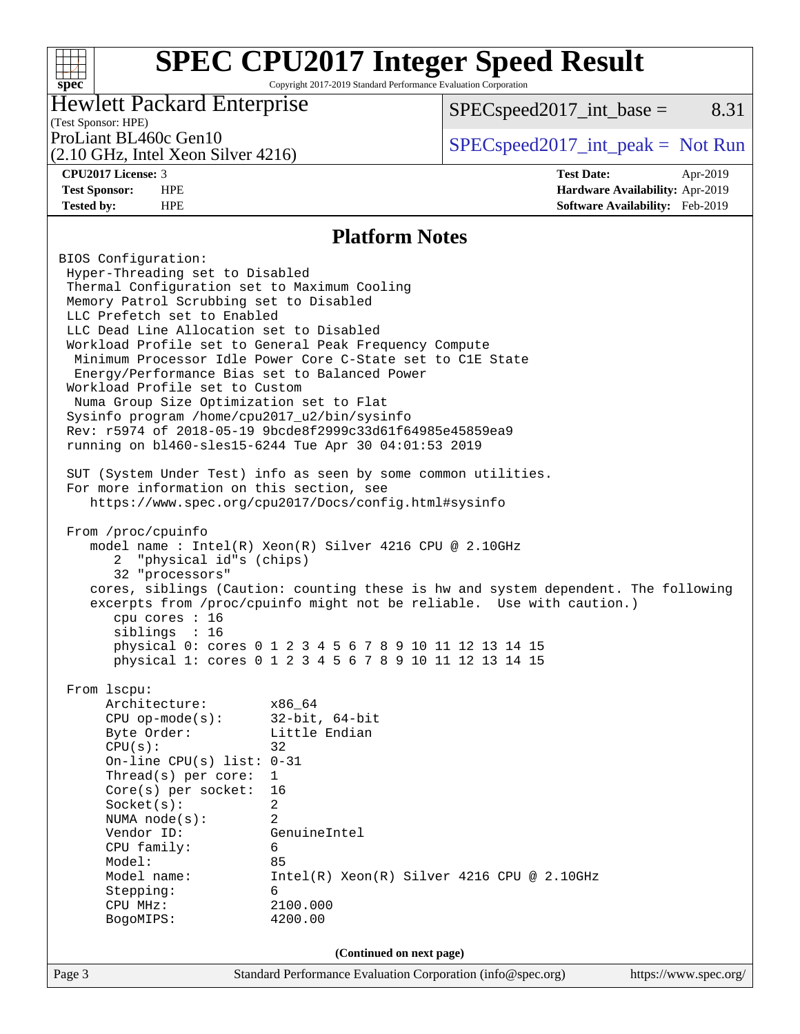# SPEC CPU2017 Integer Speed Result

Copyright 2017-2019 Standard Performance Evaluation Corporation

**Hewlett Packard Enterprise**
(Test Sponsor: HPE)

ProLiant BL460c Gen10
(2.10 GHz, Intel Xeon Silver 4216)

SPECspeed2017_int_base = 8.31

SPECspeed2017_int_peak = Not Run

| | | | |
|---|---|---|---|
| **CPU2017 License:** | 3 | **Test Date:** | Apr-2019 |
| **Test Sponsor:** | HPE | **Hardware Availability:** | Apr-2019 |
| **Tested by:** | HPE | **Software Availability:** | Feb-2019 |

## Platform Notes

```
BIOS Configuration:
 Hyper-Threading set to Disabled
 Thermal Configuration set to Maximum Cooling
 Memory Patrol Scrubbing set to Disabled
 LLC Prefetch set to Enabled
 LLC Dead Line Allocation set to Disabled
 Workload Profile set to General Peak Frequency Compute
  Minimum Processor Idle Power Core C-State set to C1E State
  Energy/Performance Bias set to Balanced Power
 Workload Profile set to Custom
  Numa Group Size Optimization set to Flat
 Sysinfo program /home/cpu2017_u2/bin/sysinfo
 Rev: r5974 of 2018-05-19 9bcde8f2999c33d61f64985e45859ea9
 running on bl460-sles15-6244 Tue Apr 30 04:01:53 2019

 SUT (System Under Test) info as seen by some common utilities.
 For more information on this section, see
    https://www.spec.org/cpu2017/Docs/config.html#sysinfo

 From /proc/cpuinfo
    model name : Intel(R) Xeon(R) Silver 4216 CPU @ 2.10GHz
       2  "physical id"s (chips)
       32 "processors"
    cores, siblings (Caution: counting these is hw and system dependent. The following
    excerpts from /proc/cpuinfo might not be reliable.  Use with caution.)
       cpu cores : 16
       siblings  : 16
       physical 0: cores 0 1 2 3 4 5 6 7 8 9 10 11 12 13 14 15
       physical 1: cores 0 1 2 3 4 5 6 7 8 9 10 11 12 13 14 15

 From lscpu:
      Architecture:          x86_64
      CPU op-mode(s):        32-bit, 64-bit
      Byte Order:            Little Endian
      CPU(s):                32
      On-line CPU(s) list:   0-31
      Thread(s) per core:    1
      Core(s) per socket:    16
      Socket(s):             2
      NUMA node(s):          2
      Vendor ID:             GenuineIntel
      CPU family:            6
      Model:                 85
      Model name:            Intel(R) Xeon(R) Silver 4216 CPU @ 2.10GHz
      Stepping:              6
      CPU MHz:               2100.000
      BogoMIPS:              4200.00
```

(Continued on next page)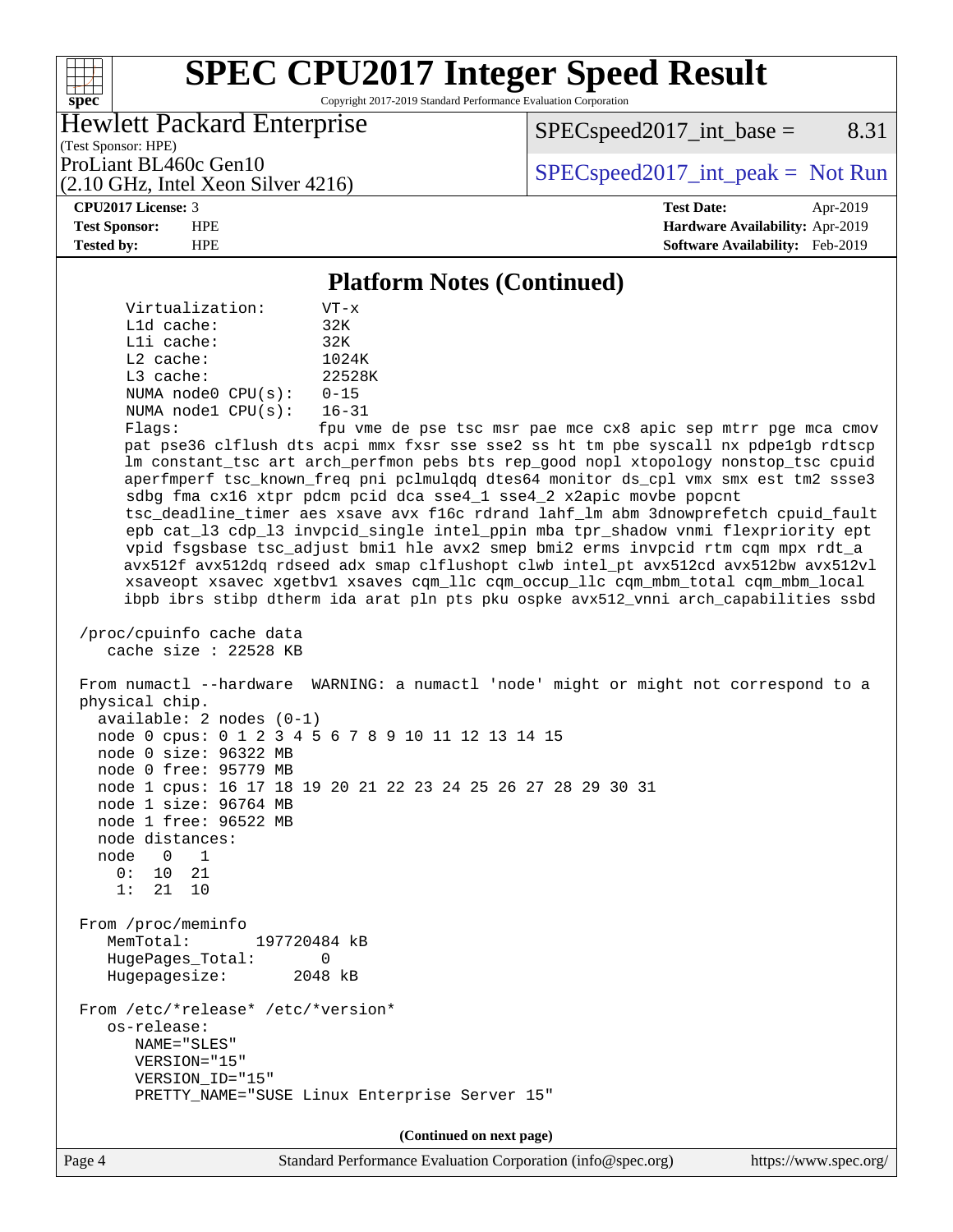## Platform Notes (Continued)

```
     Virtualization:      VT-x
     L1d cache:           32K
     L1i cache:           32K
     L2 cache:            1024K
     L3 cache:            22528K
     NUMA node0 CPU(s):   0-15
     NUMA node1 CPU(s):   16-31
     Flags:               fpu vme de pse tsc msr pae mce cx8 apic sep mtrr pge mca cmov
     pat pse36 clflush dts acpi mmx fxsr sse sse2 ss ht tm pbe syscall nx pdpe1gb rdtscp
     lm constant_tsc art arch_perfmon pebs bts rep_good nopl xtopology nonstop_tsc cpuid
     aperfmperf tsc_known_freq pni pclmulqdq dtes64 monitor ds_cpl vmx smx est tm2 ssse3
     sdbg fma cx16 xtpr pdcm pcid dca sse4_1 sse4_2 x2apic movbe popcnt
     tsc_deadline_timer aes xsave avx f16c rdrand lahf_lm abm 3dnowprefetch cpuid_fault
     epb cat_l3 cdp_l3 invpcid_single intel_ppin mba tpr_shadow vnmi flexpriority ept
     vpid fsgsbase tsc_adjust bmi1 hle avx2 smep bmi2 erms invpcid rtm cqm mpx rdt_a
     avx512f avx512dq rdseed adx smap clflushopt clwb intel_pt avx512cd avx512bw avx512vl
     xsaveopt xsavec xgetbv1 xsaves cqm_llc cqm_occup_llc cqm_mbm_total cqm_mbm_local
     ibpb ibrs stibp dtherm ida arat pln pts pku ospke avx512_vnni arch_capabilities ssbd

 /proc/cpuinfo cache data
    cache size : 22528 KB

 From numactl --hardware  WARNING: a numactl 'node' might or might not correspond to a
 physical chip.
   available: 2 nodes (0-1)
   node 0 cpus: 0 1 2 3 4 5 6 7 8 9 10 11 12 13 14 15
   node 0 size: 96322 MB
   node 0 free: 95779 MB
   node 1 cpus: 16 17 18 19 20 21 22 23 24 25 26 27 28 29 30 31
   node 1 size: 96764 MB
   node 1 free: 96522 MB
   node distances:
   node   0   1
     0:  10  21
     1:  21  10

 From /proc/meminfo
    MemTotal:       197720484 kB
    HugePages_Total:       0
    Hugepagesize:       2048 kB

 From /etc/*release* /etc/*version*
    os-release:
       NAME="SLES"
       VERSION="15"
       VERSION_ID="15"
       PRETTY_NAME="SUSE Linux Enterprise Server 15"
```

(Continued on next page)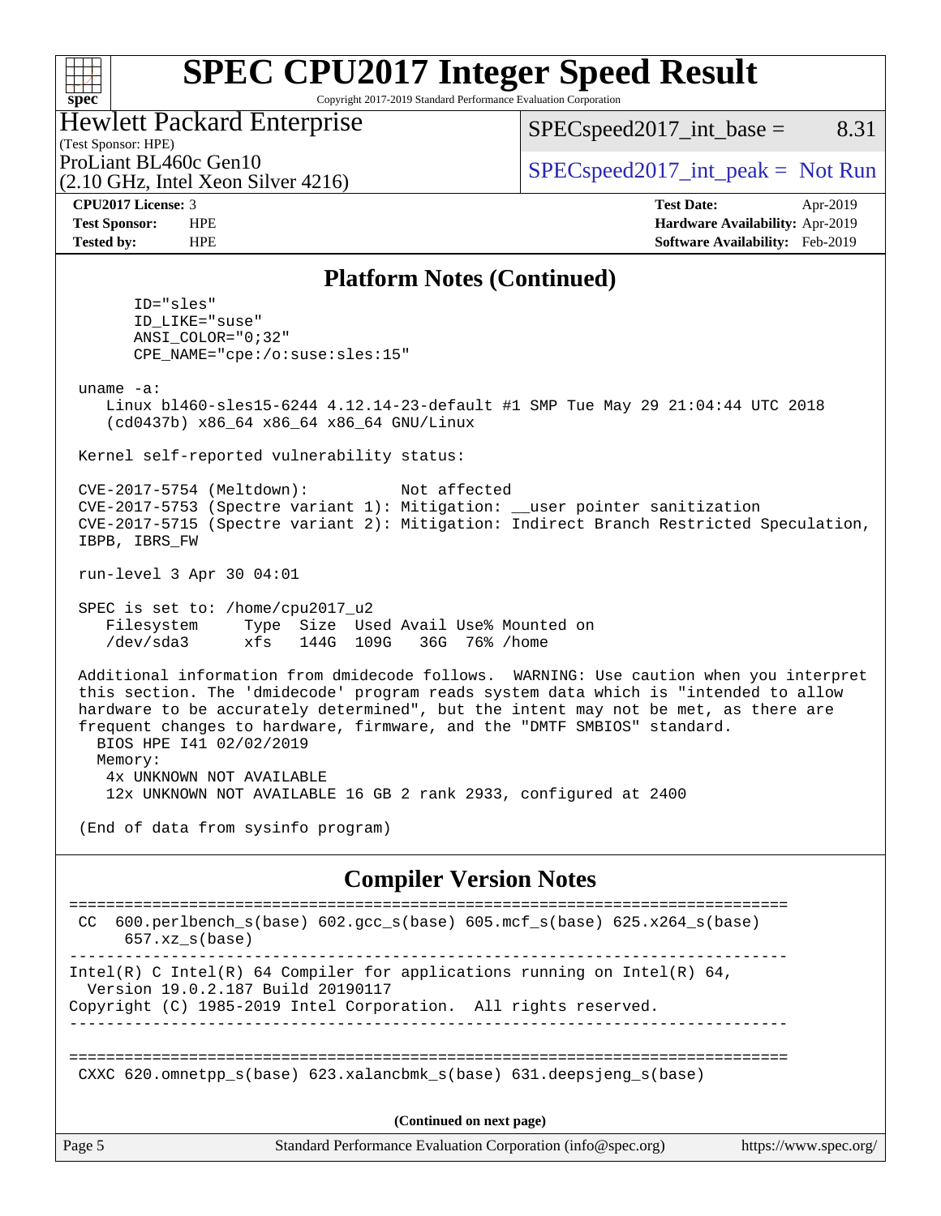## Platform Notes (Continued)

```
       ID="sles"
       ID_LIKE="suse"
       ANSI_COLOR="0;32"
       CPE_NAME="cpe:/o:suse:sles:15"

 uname -a:
    Linux bl460-sles15-6244 4.12.14-23-default #1 SMP Tue May 29 21:04:44 UTC 2018
    (cd0437b) x86_64 x86_64 x86_64 GNU/Linux

 Kernel self-reported vulnerability status:

 CVE-2017-5754 (Meltdown):          Not affected
 CVE-2017-5753 (Spectre variant 1): Mitigation: __user pointer sanitization
 CVE-2017-5715 (Spectre variant 2): Mitigation: Indirect Branch Restricted Speculation,
 IBPB, IBRS_FW

 run-level 3 Apr 30 04:01

 SPEC is set to: /home/cpu2017_u2
    Filesystem     Type  Size  Used Avail Use% Mounted on
    /dev/sda3      xfs   144G  109G   36G  76% /home

 Additional information from dmidecode follows.  WARNING: Use caution when you interpret
 this section. The 'dmidecode' program reads system data which is "intended to allow
 hardware to be accurately determined", but the intent may not be met, as there are
 frequent changes to hardware, firmware, and the "DMTF SMBIOS" standard.
   BIOS HPE I41 02/02/2019
   Memory:
    4x UNKNOWN NOT AVAILABLE
    12x UNKNOWN NOT AVAILABLE 16 GB 2 rank 2933, configured at 2400

 (End of data from sysinfo program)
```

## Compiler Version Notes

```
==============================================================================
 CC  600.perlbench_s(base) 602.gcc_s(base) 605.mcf_s(base) 625.x264_s(base)
      657.xz_s(base)
------------------------------------------------------------------------------
Intel(R) C Intel(R) 64 Compiler for applications running on Intel(R) 64,
  Version 19.0.2.187 Build 20190117
Copyright (C) 1985-2019 Intel Corporation.  All rights reserved.
------------------------------------------------------------------------------

==============================================================================
 CXXC 620.omnetpp_s(base) 623.xalancbmk_s(base) 631.deepsjeng_s(base)
```

(Continued on next page)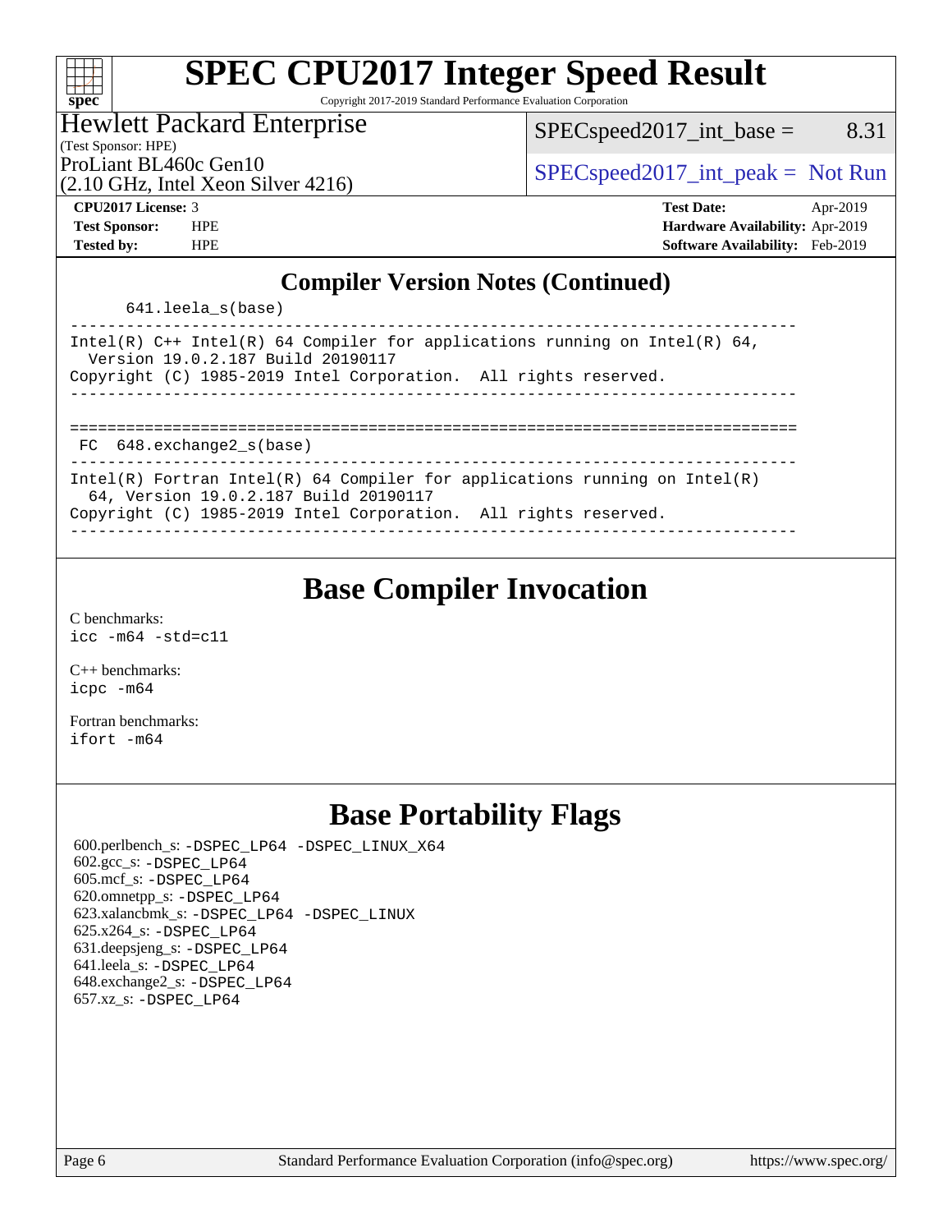# SPEC CPU2017 Integer Speed Result

Copyright 2017-2019 Standard Performance Evaluation Corporation

Hewlett Packard Enterprise
(Test Sponsor: HPE)
ProLiant BL460c Gen10
(2.10 GHz, Intel Xeon Silver 4216)

SPECspeed2017_int_base = 8.31

SPECspeed2017_int_peak = Not Run

**CPU2017 License:** 3
**Test Sponsor:** HPE
**Tested by:** HPE

**Test Date:** Apr-2019
**Hardware Availability:** Apr-2019
**Software Availability:** Feb-2019

## Compiler Version Notes (Continued)

```
      641.leela_s(base)
------------------------------------------------------------------------------
Intel(R) C++ Intel(R) 64 Compiler for applications running on Intel(R) 64,
  Version 19.0.2.187 Build 20190117
Copyright (C) 1985-2019 Intel Corporation.  All rights reserved.
------------------------------------------------------------------------------

==============================================================================
 FC  648.exchange2_s(base)
------------------------------------------------------------------------------
Intel(R) Fortran Intel(R) 64 Compiler for applications running on Intel(R)
  64, Version 19.0.2.187 Build 20190117
Copyright (C) 1985-2019 Intel Corporation.  All rights reserved.
------------------------------------------------------------------------------
```

## Base Compiler Invocation

C benchmarks:
icc -m64 -std=c11

C++ benchmarks:
icpc -m64

Fortran benchmarks:
ifort -m64

## Base Portability Flags

600.perlbench_s: -DSPEC_LP64 -DSPEC_LINUX_X64
602.gcc_s: -DSPEC_LP64
605.mcf_s: -DSPEC_LP64
620.omnetpp_s: -DSPEC_LP64
623.xalancbmk_s: -DSPEC_LP64 -DSPEC_LINUX
625.x264_s: -DSPEC_LP64
631.deepsjeng_s: -DSPEC_LP64
641.leela_s: -DSPEC_LP64
648.exchange2_s: -DSPEC_LP64
657.xz_s: -DSPEC_LP64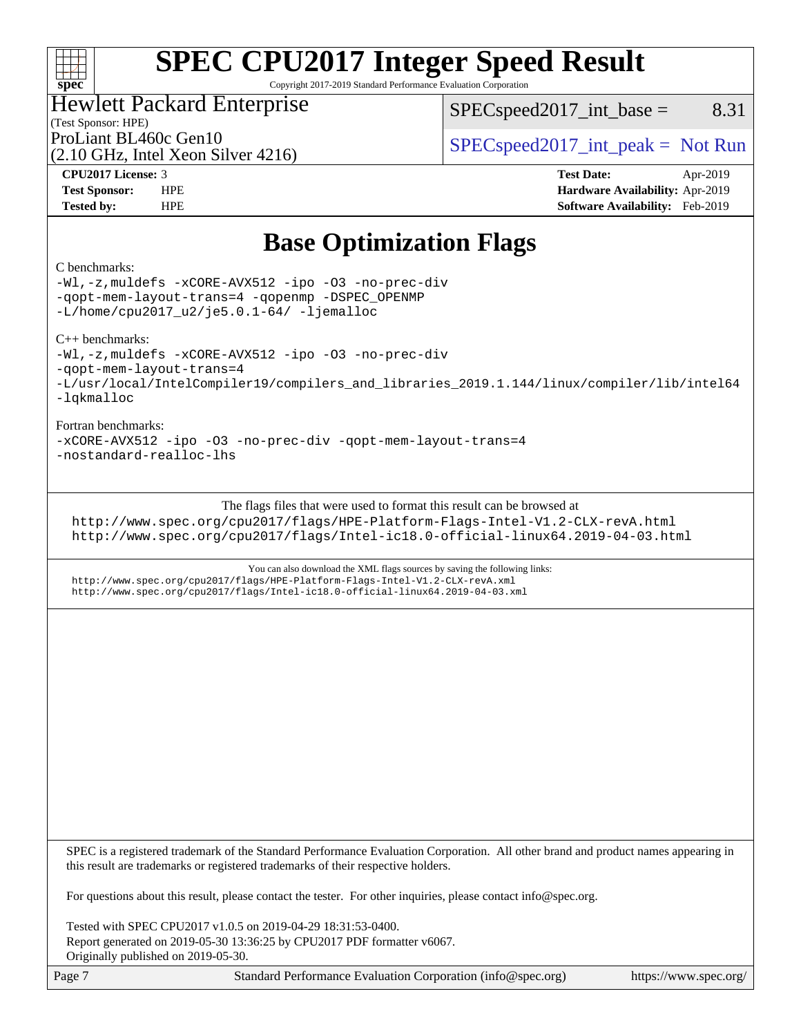# SPEC CPU2017 Integer Speed Result

Copyright 2017-2019 Standard Performance Evaluation Corporation

**Hewlett Packard Enterprise**
(Test Sponsor: HPE)
ProLiant BL460c Gen10
(2.10 GHz, Intel Xeon Silver 4216)

SPECspeed2017_int_base = 8.31

SPECspeed2017_int_peak = Not Run

| | | | |
|---|---|---|---|
| **CPU2017 License:** | 3 | **Test Date:** | Apr-2019 |
| **Test Sponsor:** | HPE | **Hardware Availability:** | Apr-2019 |
| **Tested by:** | HPE | **Software Availability:** | Feb-2019 |

## Base Optimization Flags

C benchmarks:

```
-Wl,-z,muldefs -xCORE-AVX512 -ipo -O3 -no-prec-div
-qopt-mem-layout-trans=4 -qopenmp -DSPEC_OPENMP
-L/home/cpu2017_u2/je5.0.1-64/ -ljemalloc
```

C++ benchmarks:

```
-Wl,-z,muldefs -xCORE-AVX512 -ipo -O3 -no-prec-div
-qopt-mem-layout-trans=4
-L/usr/local/IntelCompiler19/compilers_and_libraries_2019.1.144/linux/compiler/lib/intel64
-lqkmalloc
```

Fortran benchmarks:

```
-xCORE-AVX512 -ipo -O3 -no-prec-div -qopt-mem-layout-trans=4
-nostandard-realloc-lhs
```

The flags files that were used to format this result can be browsed at

http://www.spec.org/cpu2017/flags/HPE-Platform-Flags-Intel-V1.2-CLX-revA.html
http://www.spec.org/cpu2017/flags/Intel-ic18.0-official-linux64.2019-04-03.html

You can also download the XML flags sources by saving the following links:

http://www.spec.org/cpu2017/flags/HPE-Platform-Flags-Intel-V1.2-CLX-revA.xml
http://www.spec.org/cpu2017/flags/Intel-ic18.0-official-linux64.2019-04-03.xml

SPEC is a registered trademark of the Standard Performance Evaluation Corporation. All other brand and product names appearing in this result are trademarks or registered trademarks of their respective holders.

For questions about this result, please contact the tester. For other inquiries, please contact info@spec.org.

Tested with SPEC CPU2017 v1.0.5 on 2019-04-29 18:31:53-0400.
Report generated on 2019-05-30 13:36:25 by CPU2017 PDF formatter v6067.
Originally published on 2019-05-30.